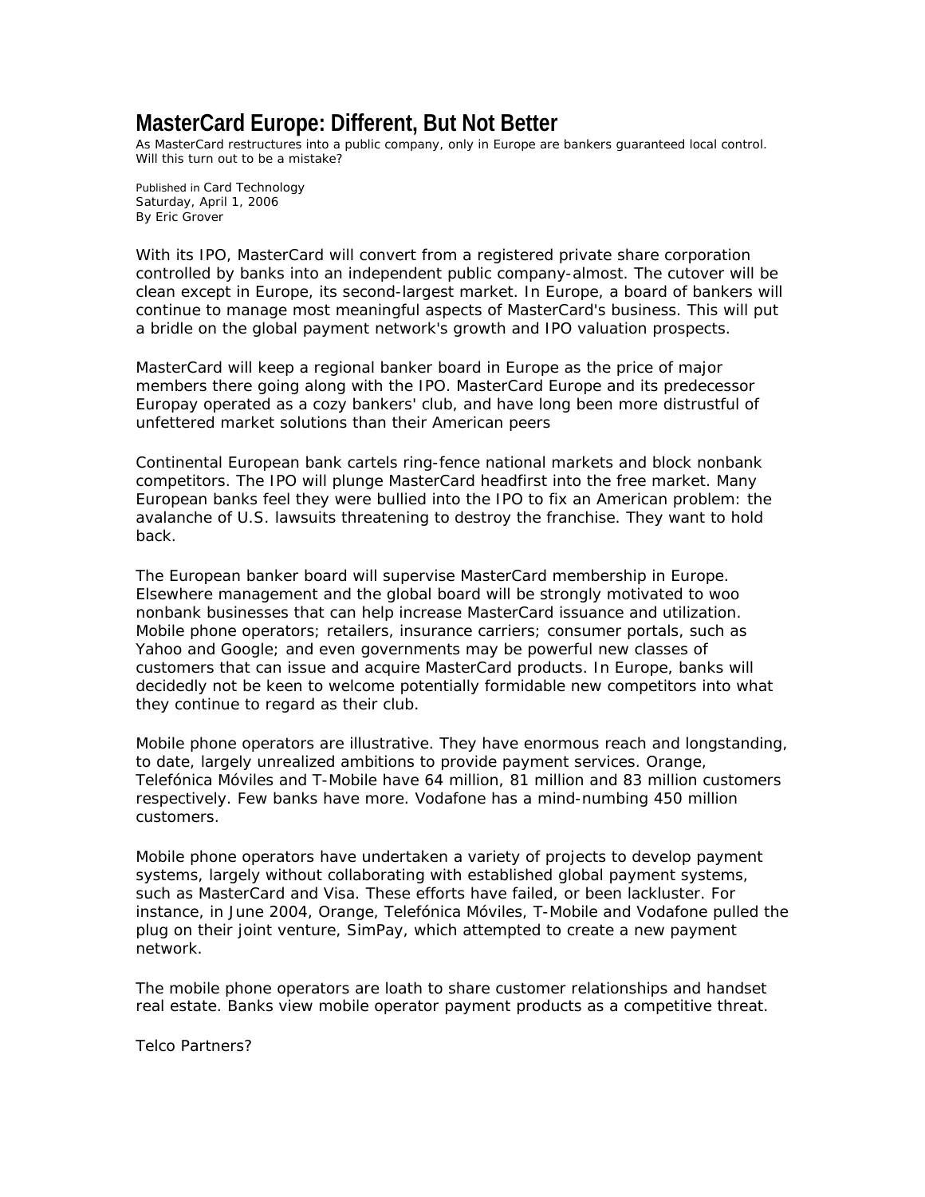# MasterCard Europe: Different, But Not Better

As MasterCard restructures into a public company, only in Europe are bankers guaranteed local control. Will this turn out to be a mistake?

Published in Card Technology
Saturday, April 1, 2006
By Eric Grover

With its IPO, MasterCard will convert from a registered private share corporation controlled by banks into an independent public company-almost. The cutover will be clean except in Europe, its second-largest market. In Europe, a board of bankers will continue to manage most meaningful aspects of MasterCard's business. This will put a bridle on the global payment network's growth and IPO valuation prospects.

MasterCard will keep a regional banker board in Europe as the price of major members there going along with the IPO. MasterCard Europe and its predecessor Europay operated as a cozy bankers' club, and have long been more distrustful of unfettered market solutions than their American peers

Continental European bank cartels ring-fence national markets and block nonbank competitors. The IPO will plunge MasterCard headfirst into the free market. Many European banks feel they were bullied into the IPO to fix an American problem: the avalanche of U.S. lawsuits threatening to destroy the franchise. They want to hold back.

The European banker board will supervise MasterCard membership in Europe. Elsewhere management and the global board will be strongly motivated to woo nonbank businesses that can help increase MasterCard issuance and utilization. Mobile phone operators; retailers, insurance carriers; consumer portals, such as Yahoo and Google; and even governments may be powerful new classes of customers that can issue and acquire MasterCard products. In Europe, banks will decidedly not be keen to welcome potentially formidable new competitors into what they continue to regard as their club.

Mobile phone operators are illustrative. They have enormous reach and longstanding, to date, largely unrealized ambitions to provide payment services. Orange, Telefónica Móviles and T-Mobile have 64 million, 81 million and 83 million customers respectively. Few banks have more. Vodafone has a mind-numbing 450 million customers.

Mobile phone operators have undertaken a variety of projects to develop payment systems, largely without collaborating with established global payment systems, such as MasterCard and Visa. These efforts have failed, or been lackluster. For instance, in June 2004, Orange, Telefónica Móviles, T-Mobile and Vodafone pulled the plug on their joint venture, SimPay, which attempted to create a new payment network.

The mobile phone operators are loath to share customer relationships and handset real estate. Banks view mobile operator payment products as a competitive threat.

Telco Partners?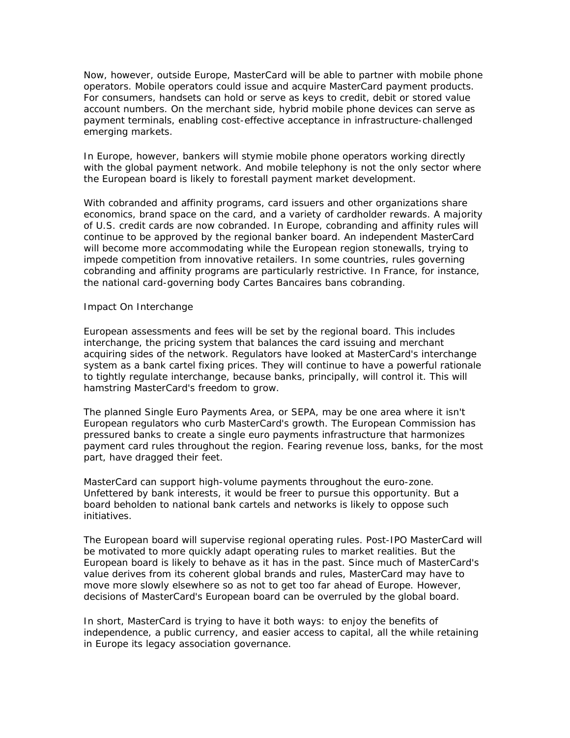Now, however, outside Europe, MasterCard will be able to partner with mobile phone operators. Mobile operators could issue and acquire MasterCard payment products. For consumers, handsets can hold or serve as keys to credit, debit or stored value account numbers. On the merchant side, hybrid mobile phone devices can serve as payment terminals, enabling cost-effective acceptance in infrastructure-challenged emerging markets.

In Europe, however, bankers will stymie mobile phone operators working directly with the global payment network. And mobile telephony is not the only sector where the European board is likely to forestall payment market development.

With cobranded and affinity programs, card issuers and other organizations share economics, brand space on the card, and a variety of cardholder rewards. A majority of U.S. credit cards are now cobranded. In Europe, cobranding and affinity rules will continue to be approved by the regional banker board. An independent MasterCard will become more accommodating while the European region stonewalls, trying to impede competition from innovative retailers. In some countries, rules governing cobranding and affinity programs are particularly restrictive. In France, for instance, the national card-governing body Cartes Bancaires bans cobranding.

## Impact On Interchange

European assessments and fees will be set by the regional board. This includes interchange, the pricing system that balances the card issuing and merchant acquiring sides of the network. Regulators have looked at MasterCard's interchange system as a bank cartel fixing prices. They will continue to have a powerful rationale to tightly regulate interchange, because banks, principally, will control it. This will hamstring MasterCard's freedom to grow.

The planned Single Euro Payments Area, or SEPA, may be one area where it isn't European regulators who curb MasterCard's growth. The European Commission has pressured banks to create a single euro payments infrastructure that harmonizes payment card rules throughout the region. Fearing revenue loss, banks, for the most part, have dragged their feet.

MasterCard can support high-volume payments throughout the euro-zone. Unfettered by bank interests, it would be freer to pursue this opportunity. But a board beholden to national bank cartels and networks is likely to oppose such initiatives.

The European board will supervise regional operating rules. Post-IPO MasterCard will be motivated to more quickly adapt operating rules to market realities. But the European board is likely to behave as it has in the past. Since much of MasterCard's value derives from its coherent global brands and rules, MasterCard may have to move more slowly elsewhere so as not to get too far ahead of Europe. However, decisions of MasterCard's European board can be overruled by the global board.

In short, MasterCard is trying to have it both ways: to enjoy the benefits of independence, a public currency, and easier access to capital, all the while retaining in Europe its legacy association governance.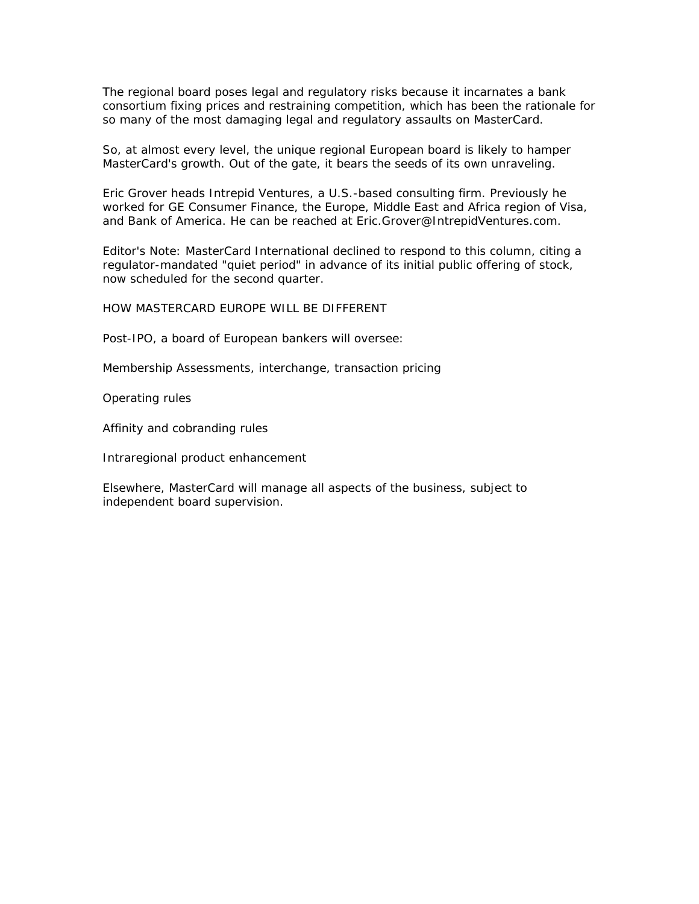The regional board poses legal and regulatory risks because it incarnates a bank consortium fixing prices and restraining competition, which has been the rationale for so many of the most damaging legal and regulatory assaults on MasterCard.

So, at almost every level, the unique regional European board is likely to hamper MasterCard's growth. Out of the gate, it bears the seeds of its own unraveling.

Eric Grover heads Intrepid Ventures, a U.S.-based consulting firm. Previously he worked for GE Consumer Finance, the Europe, Middle East and Africa region of Visa, and Bank of America. He can be reached at Eric.Grover@IntrepidVentures.com.

Editor's Note: MasterCard International declined to respond to this column, citing a regulator-mandated "quiet period" in advance of its initial public offering of stock, now scheduled for the second quarter.

HOW MASTERCARD EUROPE WILL BE DIFFERENT

Post-IPO, a board of European bankers will oversee:

Membership Assessments, interchange, transaction pricing

Operating rules

Affinity and cobranding rules

Intraregional product enhancement

Elsewhere, MasterCard will manage all aspects of the business, subject to independent board supervision.